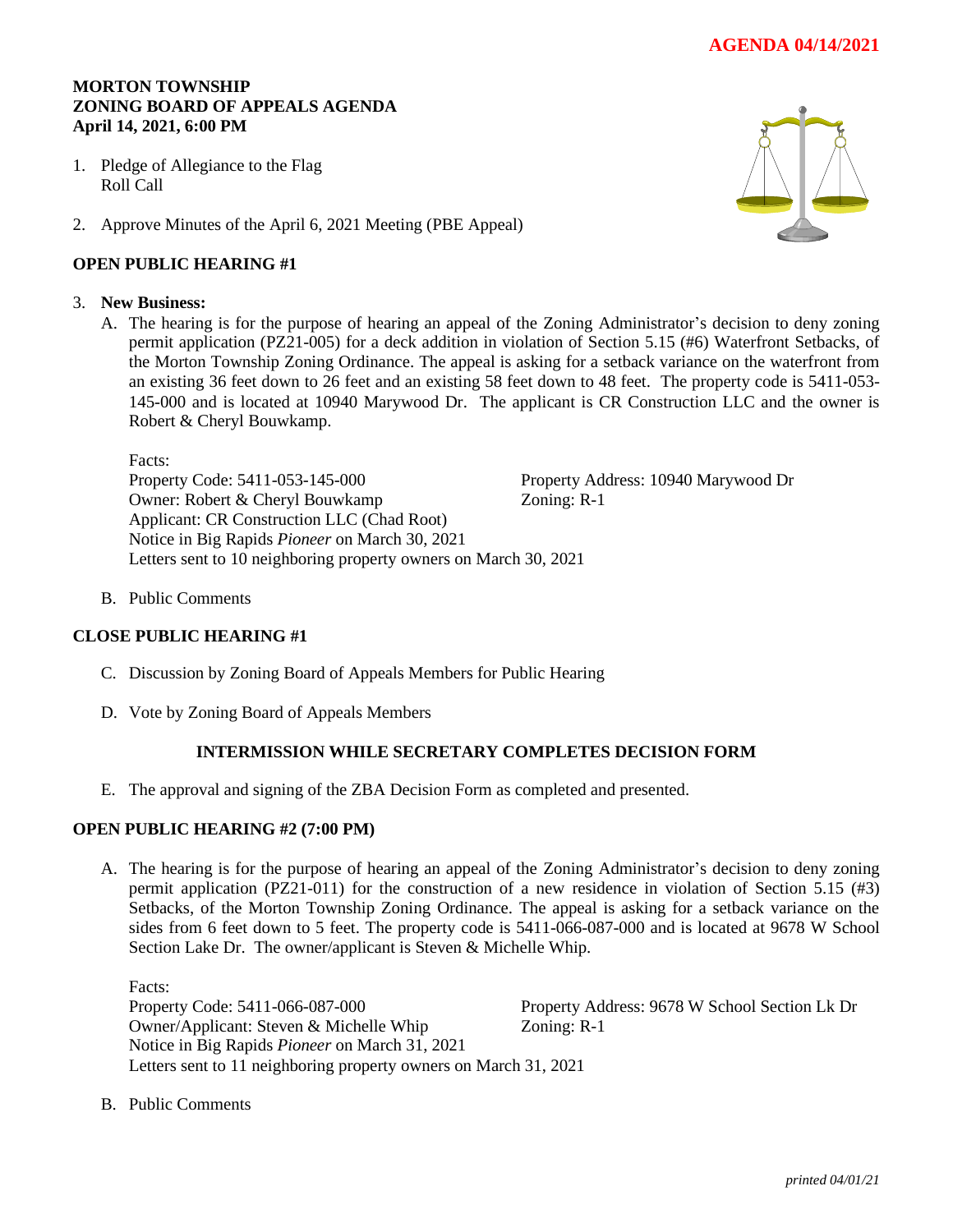**AGENDA 04/14/2021**

**MORTON TOWNSHIP**
**ZONING BOARD OF APPEALS AGENDA**
**April 14, 2021, 6:00 PM**

1. Pledge of Allegiance to the Flag
   Roll Call

2. Approve Minutes of the April 6, 2021 Meeting (PBE Appeal)

**OPEN PUBLIC HEARING #1**

3. **New Business:**

   A. The hearing is for the purpose of hearing an appeal of the Zoning Administrator's decision to deny zoning permit application (PZ21-005) for a deck addition in violation of Section 5.15 (#6) Waterfront Setbacks, of the Morton Township Zoning Ordinance. The appeal is asking for a setback variance on the waterfront from an existing 36 feet down to 26 feet and an existing 58 feet down to 48 feet. The property code is 5411-053-145-000 and is located at 10940 Marywood Dr. The applicant is CR Construction LLC and the owner is Robert & Cheryl Bouwkamp.

   Facts:
   Property Code: 5411-053-145-000 — Property Address: 10940 Marywood Dr
   Owner: Robert & Cheryl Bouwkamp — Zoning: R-1
   Applicant: CR Construction LLC (Chad Root)
   Notice in Big Rapids *Pioneer* on March 30, 2021
   Letters sent to 10 neighboring property owners on March 30, 2021

   B. Public Comments

**CLOSE PUBLIC HEARING #1**

   C. Discussion by Zoning Board of Appeals Members for Public Hearing

   D. Vote by Zoning Board of Appeals Members

**INTERMISSION WHILE SECRETARY COMPLETES DECISION FORM**

   E. The approval and signing of the ZBA Decision Form as completed and presented.

**OPEN PUBLIC HEARING #2 (7:00 PM)**

   A. The hearing is for the purpose of hearing an appeal of the Zoning Administrator's decision to deny zoning permit application (PZ21-011) for the construction of a new residence in violation of Section 5.15 (#3) Setbacks, of the Morton Township Zoning Ordinance. The appeal is asking for a setback variance on the sides from 6 feet down to 5 feet. The property code is 5411-066-087-000 and is located at 9678 W School Section Lake Dr. The owner/applicant is Steven & Michelle Whip.

   Facts:
   Property Code: 5411-066-087-000 — Property Address: 9678 W School Section Lk Dr
   Owner/Applicant: Steven & Michelle Whip — Zoning: R-1
   Notice in Big Rapids *Pioneer* on March 31, 2021
   Letters sent to 11 neighboring property owners on March 31, 2021

   B. Public Comments

*printed 04/01/21*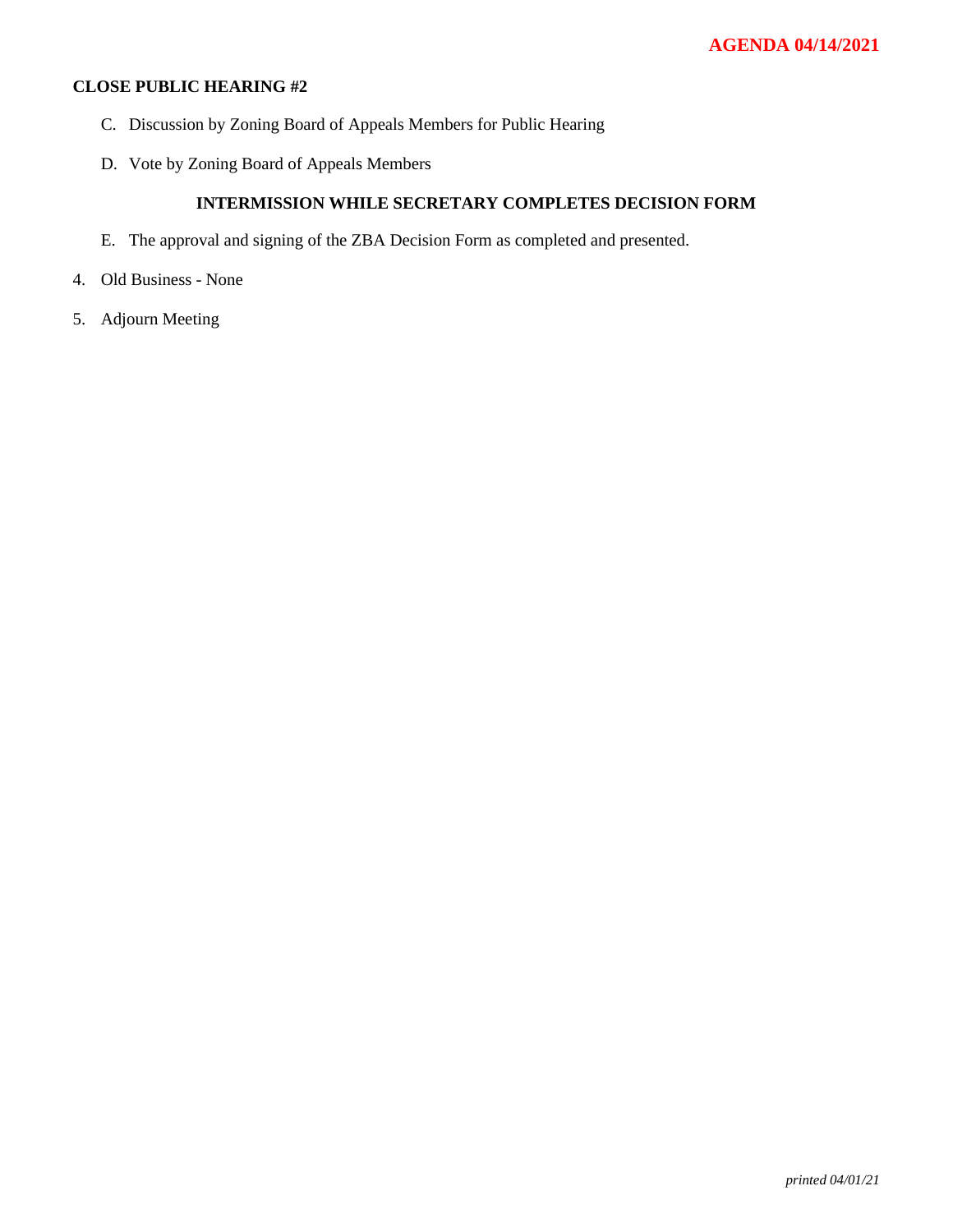**CLOSE PUBLIC HEARING #2**

C. Discussion by Zoning Board of Appeals Members for Public Hearing

D. Vote by Zoning Board of Appeals Members

**INTERMISSION WHILE SECRETARY COMPLETES DECISION FORM**

E. The approval and signing of the ZBA Decision Form as completed and presented.

4. Old Business - None

5. Adjourn Meeting